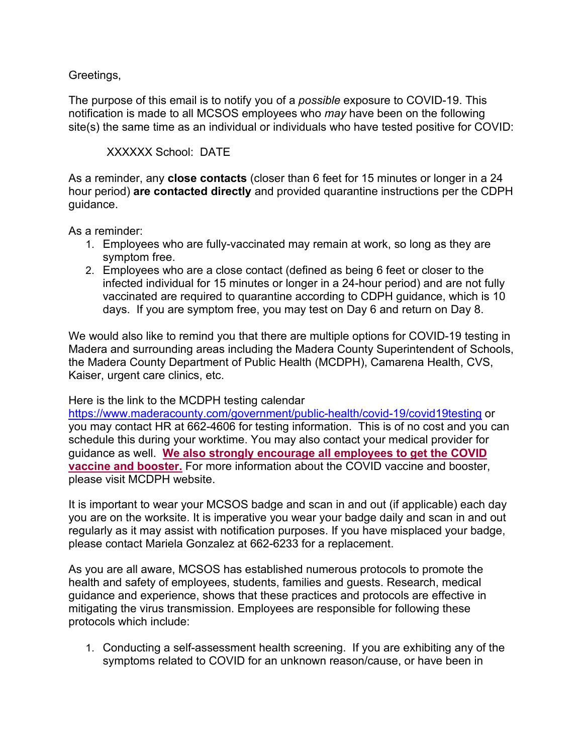Greetings,

The purpose of this email is to notify you of a *possible* exposure to COVID-19. This notification is made to all MCSOS employees who *may* have been on the following site(s) the same time as an individual or individuals who have tested positive for COVID:

XXXXXX School: DATE

As a reminder, any **close contacts** (closer than 6 feet for 15 minutes or longer in a 24 hour period) **are contacted directly** and provided quarantine instructions per the CDPH guidance.

As a reminder:

1. Employees who are fully-vaccinated may remain at work, so long as they are symptom free.
2. Employees who are a close contact (defined as being 6 feet or closer to the infected individual for 15 minutes or longer in a 24-hour period) and are not fully vaccinated are required to quarantine according to CDPH guidance, which is 10 days. If you are symptom free, you may test on Day 6 and return on Day 8.

We would also like to remind you that there are multiple options for COVID-19 testing in Madera and surrounding areas including the Madera County Superintendent of Schools, the Madera County Department of Public Health (MCDPH), Camarena Health, CVS, Kaiser, urgent care clinics, etc.

Here is the link to the MCDPH testing calendar https://www.maderacounty.com/government/public-health/covid-19/covid19testing or you may contact HR at 662-4606 for testing information. This is of no cost and you can schedule this during your worktime. You may also contact your medical provider for guidance as well. **We also strongly encourage all employees to get the COVID vaccine and booster.** For more information about the COVID vaccine and booster, please visit MCDPH website.

It is important to wear your MCSOS badge and scan in and out (if applicable) each day you are on the worksite. It is imperative you wear your badge daily and scan in and out regularly as it may assist with notification purposes. If you have misplaced your badge, please contact Mariela Gonzalez at 662-6233 for a replacement.

As you are all aware, MCSOS has established numerous protocols to promote the health and safety of employees, students, families and guests. Research, medical guidance and experience, shows that these practices and protocols are effective in mitigating the virus transmission. Employees are responsible for following these protocols which include:

1. Conducting a self-assessment health screening. If you are exhibiting any of the symptoms related to COVID for an unknown reason/cause, or have been in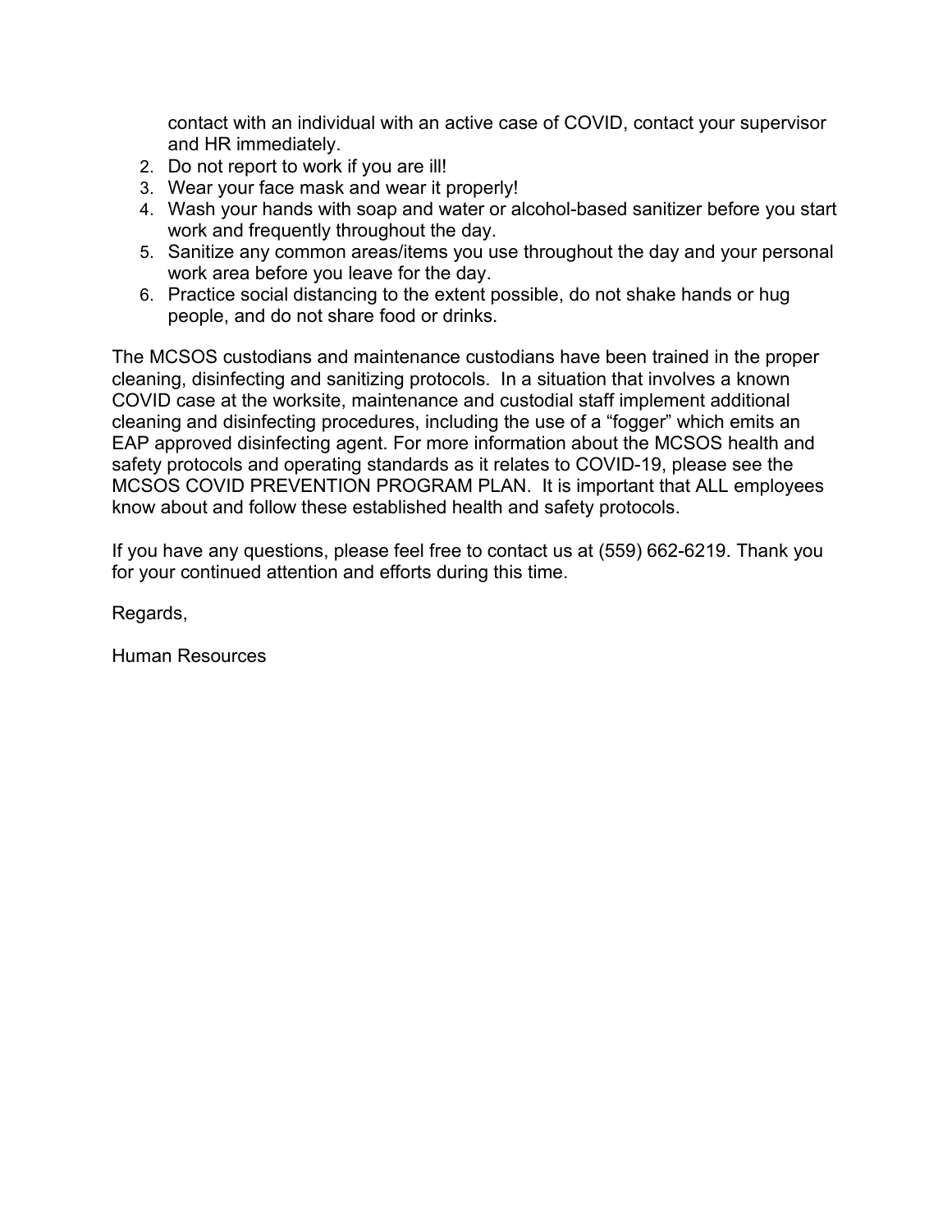contact with an individual with an active case of COVID, contact your supervisor and HR immediately.

2. Do not report to work if you are ill!
3. Wear your face mask and wear it properly!
4. Wash your hands with soap and water or alcohol-based sanitizer before you start work and frequently throughout the day.
5. Sanitize any common areas/items you use throughout the day and your personal work area before you leave for the day.
6. Practice social distancing to the extent possible, do not shake hands or hug people, and do not share food or drinks.

The MCSOS custodians and maintenance custodians have been trained in the proper cleaning, disinfecting and sanitizing protocols. In a situation that involves a known COVID case at the worksite, maintenance and custodial staff implement additional cleaning and disinfecting procedures, including the use of a "fogger" which emits an EAP approved disinfecting agent. For more information about the MCSOS health and safety protocols and operating standards as it relates to COVID-19, please see the MCSOS COVID PREVENTION PROGRAM PLAN. It is important that ALL employees know about and follow these established health and safety protocols.

If you have any questions, please feel free to contact us at (559) 662-6219. Thank you for your continued attention and efforts during this time.

Regards,

Human Resources